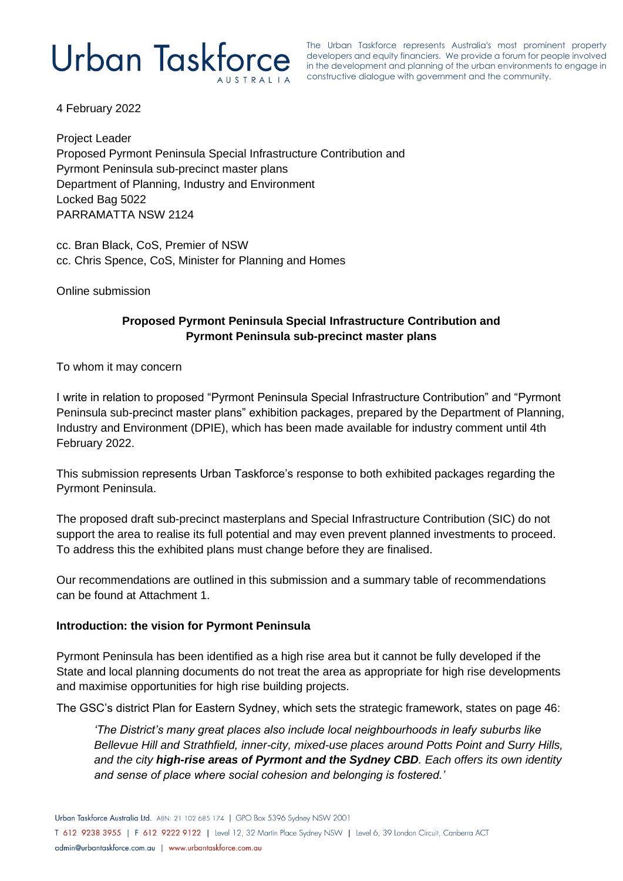# Urban Taskforce AUSTRALIA

The Urban Taskforce represents Australia's most prominent property developers and equity financiers. We provide a forum for people involved in the development and planning of the urban environments to engage in constructive dialogue with government and the community.

4 February 2022

Project Leader
Proposed Pyrmont Peninsula Special Infrastructure Contribution and
Pyrmont Peninsula sub-precinct master plans
Department of Planning, Industry and Environment
Locked Bag 5022
PARRAMATTA NSW 2124

cc. Bran Black, CoS, Premier of NSW
cc. Chris Spence, CoS, Minister for Planning and Homes

Online submission

**Proposed Pyrmont Peninsula Special Infrastructure Contribution and Pyrmont Peninsula sub-precinct master plans**

To whom it may concern

I write in relation to proposed "Pyrmont Peninsula Special Infrastructure Contribution" and "Pyrmont Peninsula sub-precinct master plans" exhibition packages, prepared by the Department of Planning, Industry and Environment (DPIE), which has been made available for industry comment until 4th February 2022.

This submission represents Urban Taskforce's response to both exhibited packages regarding the Pyrmont Peninsula.

The proposed draft sub-precinct masterplans and Special Infrastructure Contribution (SIC) do not support the area to realise its full potential and may even prevent planned investments to proceed. To address this the exhibited plans must change before they are finalised.

Our recommendations are outlined in this submission and a summary table of recommendations can be found at Attachment 1.

**Introduction: the vision for Pyrmont Peninsula**

Pyrmont Peninsula has been identified as a high rise area but it cannot be fully developed if the State and local planning documents do not treat the area as appropriate for high rise developments and maximise opportunities for high rise building projects.

The GSC's district Plan for Eastern Sydney, which sets the strategic framework, states on page 46:

> *'The District's many great places also include local neighbourhoods in leafy suburbs like Bellevue Hill and Strathfield, inner-city, mixed-use places around Potts Point and Surry Hills, and the city **high-rise areas of Pyrmont and the Sydney CBD**. Each offers its own identity and sense of place where social cohesion and belonging is fostered.'*

Urban Taskforce Australia Ltd. ABN: 21 102 685 174 | GPO Box 5396 Sydney NSW 2001
T 612 9238 3955 | F 612 9222 9122 | Level 12, 32 Martin Place Sydney NSW | Level 6, 39 London Circuit, Canberra ACT
admin@urbantaskforce.com.au | www.urbantaskforce.com.au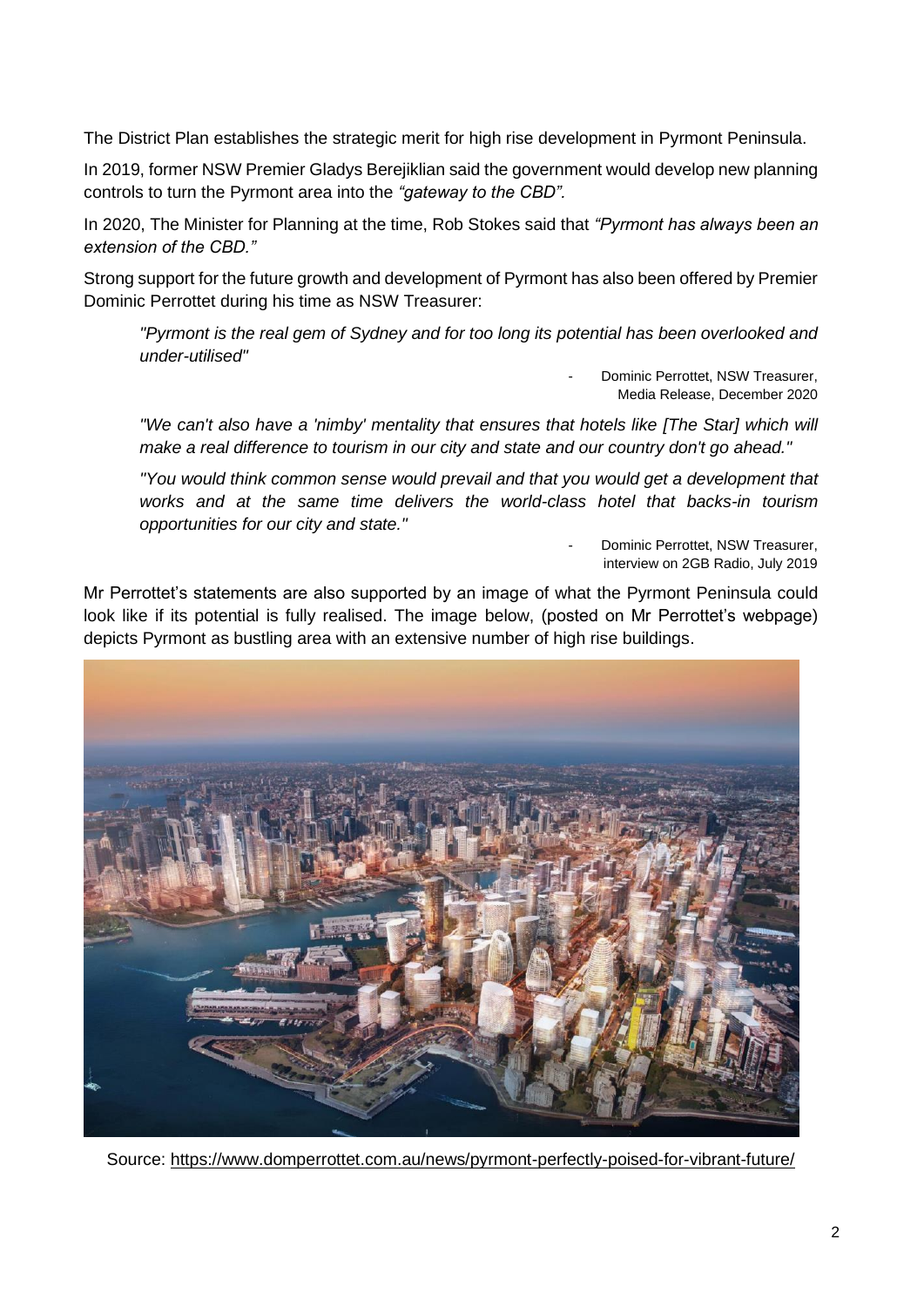The District Plan establishes the strategic merit for high rise development in Pyrmont Peninsula.

In 2019, former NSW Premier Gladys Berejiklian said the government would develop new planning controls to turn the Pyrmont area into the *"gateway to the CBD".*

In 2020, The Minister for Planning at the time, Rob Stokes said that *"Pyrmont has always been an extension of the CBD."*

Strong support for the future growth and development of Pyrmont has also been offered by Premier Dominic Perrottet during his time as NSW Treasurer:

> *"Pyrmont is the real gem of Sydney and for too long its potential has been overlooked and under-utilised"*
>
> - Dominic Perrottet, NSW Treasurer, Media Release, December 2020

> *"We can't also have a 'nimby' mentality that ensures that hotels like [The Star] which will make a real difference to tourism in our city and state and our country don't go ahead."*
>
> *"You would think common sense would prevail and that you would get a development that works and at the same time delivers the world-class hotel that backs-in tourism opportunities for our city and state."*
>
> - Dominic Perrottet, NSW Treasurer, interview on 2GB Radio, July 2019

Mr Perrottet's statements are also supported by an image of what the Pyrmont Peninsula could look like if its potential is fully realised. The image below, (posted on Mr Perrottet's webpage) depicts Pyrmont as bustling area with an extensive number of high rise buildings.

Source: https://www.domperrottet.com.au/news/pyrmont-perfectly-poised-for-vibrant-future/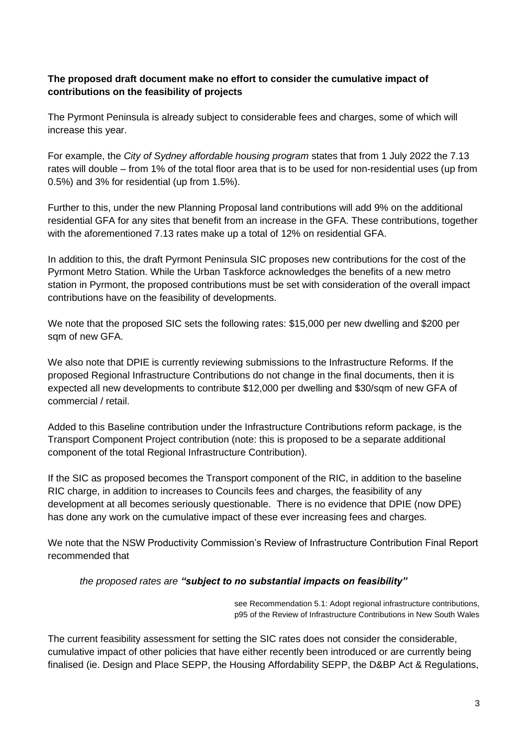**The proposed draft document make no effort to consider the cumulative impact of contributions on the feasibility of projects**

The Pyrmont Peninsula is already subject to considerable fees and charges, some of which will increase this year.

For example, the *City of Sydney affordable housing program* states that from 1 July 2022 the 7.13 rates will double – from 1% of the total floor area that is to be used for non-residential uses (up from 0.5%) and 3% for residential (up from 1.5%).

Further to this, under the new Planning Proposal land contributions will add 9% on the additional residential GFA for any sites that benefit from an increase in the GFA. These contributions, together with the aforementioned 7.13 rates make up a total of 12% on residential GFA.

In addition to this, the draft Pyrmont Peninsula SIC proposes new contributions for the cost of the Pyrmont Metro Station. While the Urban Taskforce acknowledges the benefits of a new metro station in Pyrmont, the proposed contributions must be set with consideration of the overall impact contributions have on the feasibility of developments.

We note that the proposed SIC sets the following rates: $15,000 per new dwelling and $200 per sqm of new GFA.

We also note that DPIE is currently reviewing submissions to the Infrastructure Reforms. If the proposed Regional Infrastructure Contributions do not change in the final documents, then it is expected all new developments to contribute $12,000 per dwelling and $30/sqm of new GFA of commercial / retail.

Added to this Baseline contribution under the Infrastructure Contributions reform package, is the Transport Component Project contribution (note: this is proposed to be a separate additional component of the total Regional Infrastructure Contribution).

If the SIC as proposed becomes the Transport component of the RIC, in addition to the baseline RIC charge, in addition to increases to Councils fees and charges, the feasibility of any development at all becomes seriously questionable. There is no evidence that DPIE (now DPE) has done any work on the cumulative impact of these ever increasing fees and charges.

We note that the NSW Productivity Commission's Review of Infrastructure Contribution Final Report recommended that

> *the proposed rates are **"subject to no substantial impacts on feasibility"***
>
> see Recommendation 5.1: Adopt regional infrastructure contributions, p95 of the Review of Infrastructure Contributions in New South Wales

The current feasibility assessment for setting the SIC rates does not consider the considerable, cumulative impact of other policies that have either recently been introduced or are currently being finalised (ie. Design and Place SEPP, the Housing Affordability SEPP, the D&BP Act & Regulations,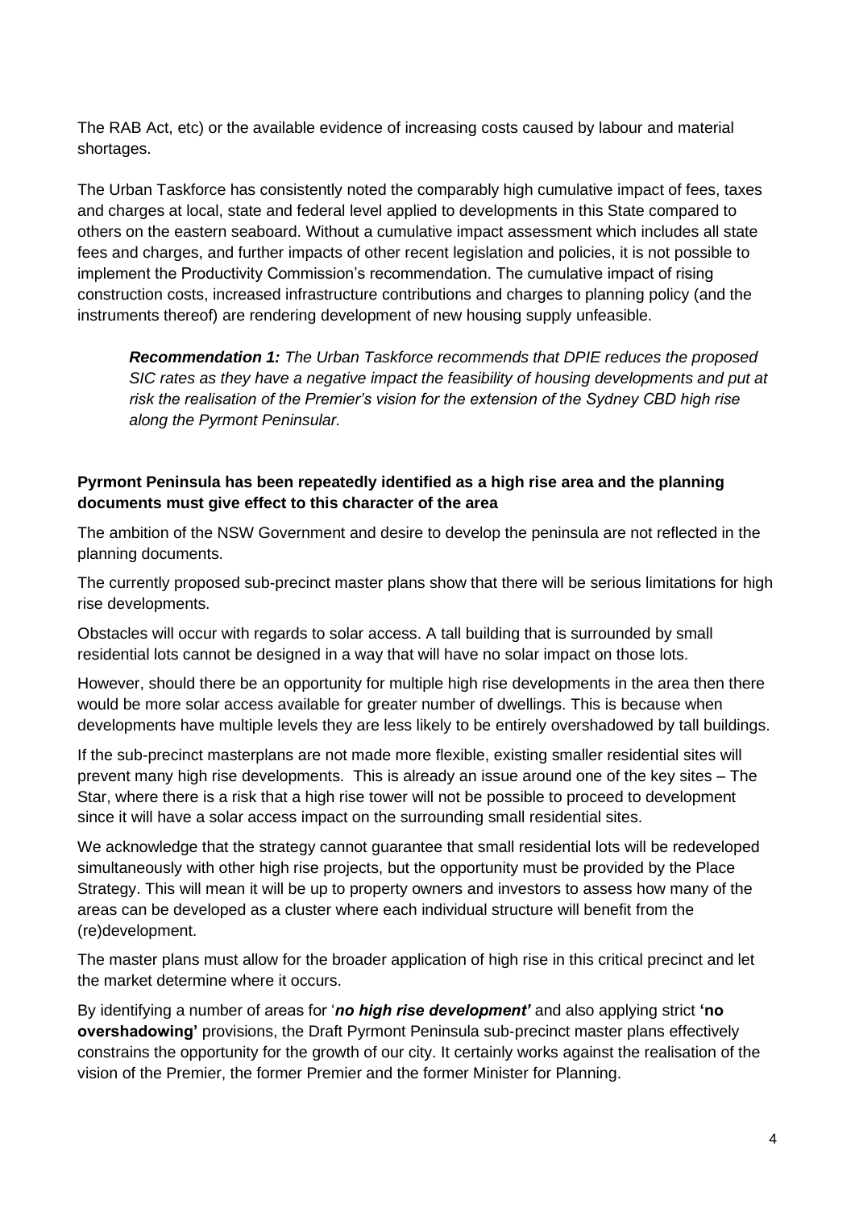The RAB Act, etc) or the available evidence of increasing costs caused by labour and material shortages.

The Urban Taskforce has consistently noted the comparably high cumulative impact of fees, taxes and charges at local, state and federal level applied to developments in this State compared to others on the eastern seaboard. Without a cumulative impact assessment which includes all state fees and charges, and further impacts of other recent legislation and policies, it is not possible to implement the Productivity Commission's recommendation. The cumulative impact of rising construction costs, increased infrastructure contributions and charges to planning policy (and the instruments thereof) are rendering development of new housing supply unfeasible.

> ***Recommendation 1:*** *The Urban Taskforce recommends that DPIE reduces the proposed SIC rates as they have a negative impact the feasibility of housing developments and put at risk the realisation of the Premier's vision for the extension of the Sydney CBD high rise along the Pyrmont Peninsular.*

**Pyrmont Peninsula has been repeatedly identified as a high rise area and the planning documents must give effect to this character of the area**

The ambition of the NSW Government and desire to develop the peninsula are not reflected in the planning documents.

The currently proposed sub-precinct master plans show that there will be serious limitations for high rise developments.

Obstacles will occur with regards to solar access. A tall building that is surrounded by small residential lots cannot be designed in a way that will have no solar impact on those lots.

However, should there be an opportunity for multiple high rise developments in the area then there would be more solar access available for greater number of dwellings. This is because when developments have multiple levels they are less likely to be entirely overshadowed by tall buildings.

If the sub-precinct masterplans are not made more flexible, existing smaller residential sites will prevent many high rise developments. This is already an issue around one of the key sites – The Star, where there is a risk that a high rise tower will not be possible to proceed to development since it will have a solar access impact on the surrounding small residential sites.

We acknowledge that the strategy cannot guarantee that small residential lots will be redeveloped simultaneously with other high rise projects, but the opportunity must be provided by the Place Strategy. This will mean it will be up to property owners and investors to assess how many of the areas can be developed as a cluster where each individual structure will benefit from the (re)development.

The master plans must allow for the broader application of high rise in this critical precinct and let the market determine where it occurs.

By identifying a number of areas for '***no high rise development'*** and also applying strict **'no overshadowing'** provisions, the Draft Pyrmont Peninsula sub-precinct master plans effectively constrains the opportunity for the growth of our city. It certainly works against the realisation of the vision of the Premier, the former Premier and the former Minister for Planning.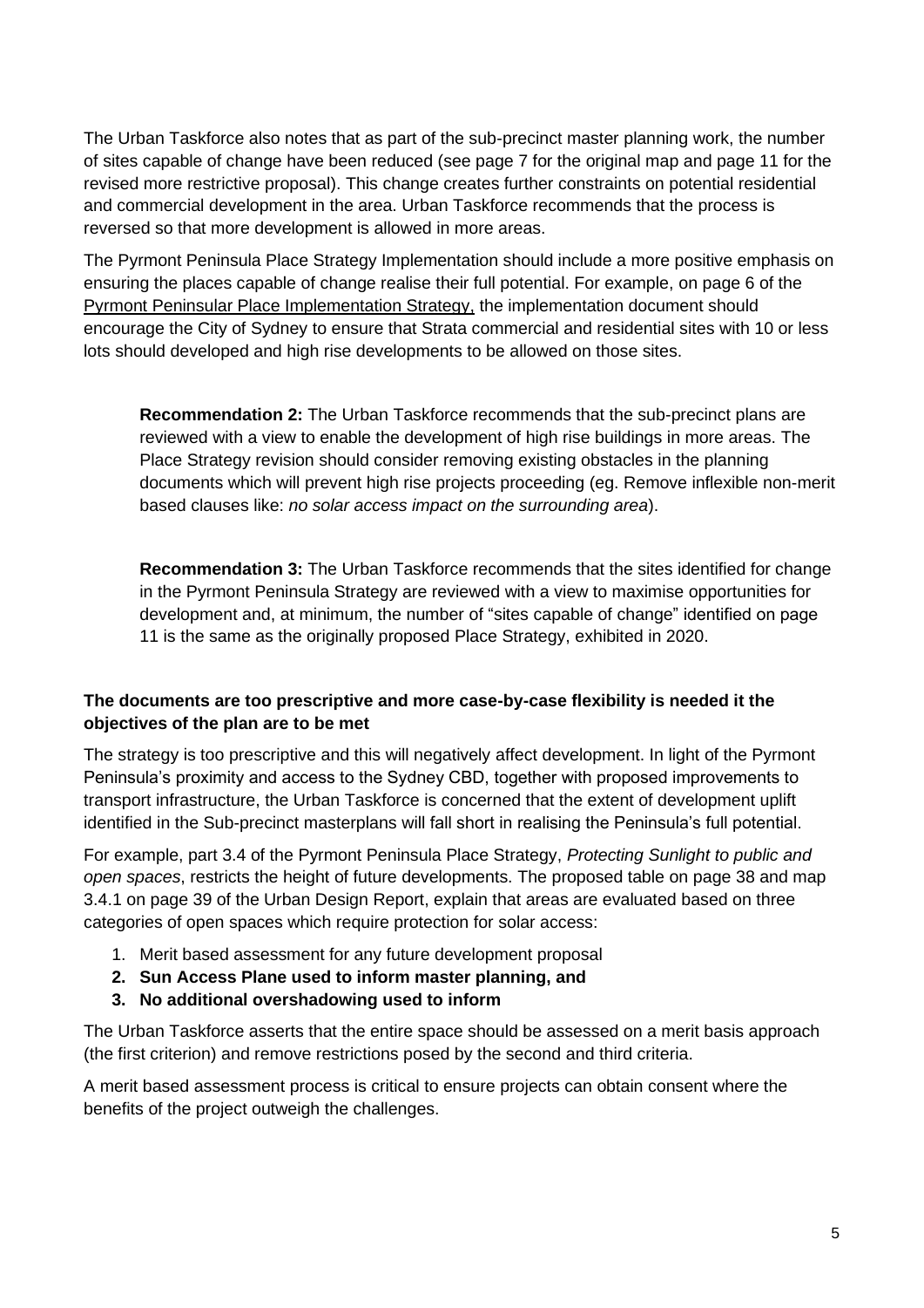The Urban Taskforce also notes that as part of the sub-precinct master planning work, the number of sites capable of change have been reduced (see page 7 for the original map and page 11 for the revised more restrictive proposal). This change creates further constraints on potential residential and commercial development in the area. Urban Taskforce recommends that the process is reversed so that more development is allowed in more areas.

The Pyrmont Peninsula Place Strategy Implementation should include a more positive emphasis on ensuring the places capable of change realise their full potential. For example, on page 6 of the Pyrmont Peninsular Place Implementation Strategy, the implementation document should encourage the City of Sydney to ensure that Strata commercial and residential sites with 10 or less lots should developed and high rise developments to be allowed on those sites.

> **Recommendation 2:** The Urban Taskforce recommends that the sub-precinct plans are reviewed with a view to enable the development of high rise buildings in more areas. The Place Strategy revision should consider removing existing obstacles in the planning documents which will prevent high rise projects proceeding (eg. Remove inflexible non-merit based clauses like: *no solar access impact on the surrounding area*).

> **Recommendation 3:** The Urban Taskforce recommends that the sites identified for change in the Pyrmont Peninsula Strategy are reviewed with a view to maximise opportunities for development and, at minimum, the number of "sites capable of change" identified on page 11 is the same as the originally proposed Place Strategy, exhibited in 2020.

**The documents are too prescriptive and more case-by-case flexibility is needed it the objectives of the plan are to be met**

The strategy is too prescriptive and this will negatively affect development. In light of the Pyrmont Peninsula's proximity and access to the Sydney CBD, together with proposed improvements to transport infrastructure, the Urban Taskforce is concerned that the extent of development uplift identified in the Sub-precinct masterplans will fall short in realising the Peninsula's full potential.

For example, part 3.4 of the Pyrmont Peninsula Place Strategy, *Protecting Sunlight to public and open spaces*, restricts the height of future developments. The proposed table on page 38 and map 3.4.1 on page 39 of the Urban Design Report, explain that areas are evaluated based on three categories of open spaces which require protection for solar access:

1. Merit based assessment for any future development proposal
2. **Sun Access Plane used to inform master planning, and**
3. **No additional overshadowing used to inform**

The Urban Taskforce asserts that the entire space should be assessed on a merit basis approach (the first criterion) and remove restrictions posed by the second and third criteria.

A merit based assessment process is critical to ensure projects can obtain consent where the benefits of the project outweigh the challenges.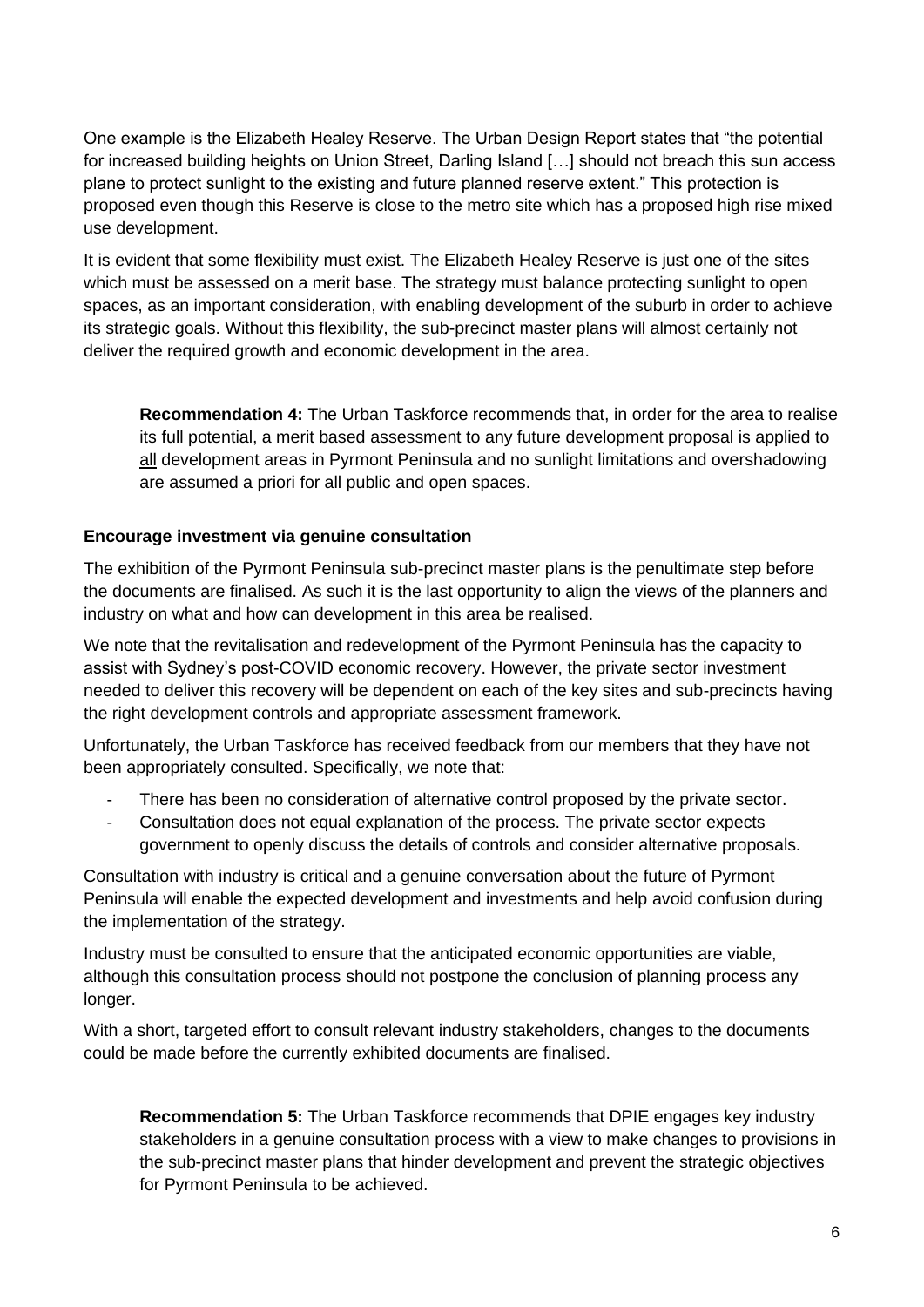One example is the Elizabeth Healey Reserve. The Urban Design Report states that "the potential for increased building heights on Union Street, Darling Island […] should not breach this sun access plane to protect sunlight to the existing and future planned reserve extent." This protection is proposed even though this Reserve is close to the metro site which has a proposed high rise mixed use development.

It is evident that some flexibility must exist. The Elizabeth Healey Reserve is just one of the sites which must be assessed on a merit base. The strategy must balance protecting sunlight to open spaces, as an important consideration, with enabling development of the suburb in order to achieve its strategic goals. Without this flexibility, the sub-precinct master plans will almost certainly not deliver the required growth and economic development in the area.

> **Recommendation 4:** The Urban Taskforce recommends that, in order for the area to realise its full potential, a merit based assessment to any future development proposal is applied to all development areas in Pyrmont Peninsula and no sunlight limitations and overshadowing are assumed a priori for all public and open spaces.

**Encourage investment via genuine consultation**

The exhibition of the Pyrmont Peninsula sub-precinct master plans is the penultimate step before the documents are finalised. As such it is the last opportunity to align the views of the planners and industry on what and how can development in this area be realised.

We note that the revitalisation and redevelopment of the Pyrmont Peninsula has the capacity to assist with Sydney's post-COVID economic recovery. However, the private sector investment needed to deliver this recovery will be dependent on each of the key sites and sub-precincts having the right development controls and appropriate assessment framework.

Unfortunately, the Urban Taskforce has received feedback from our members that they have not been appropriately consulted. Specifically, we note that:

- There has been no consideration of alternative control proposed by the private sector.
- Consultation does not equal explanation of the process. The private sector expects government to openly discuss the details of controls and consider alternative proposals.

Consultation with industry is critical and a genuine conversation about the future of Pyrmont Peninsula will enable the expected development and investments and help avoid confusion during the implementation of the strategy.

Industry must be consulted to ensure that the anticipated economic opportunities are viable, although this consultation process should not postpone the conclusion of planning process any longer.

With a short, targeted effort to consult relevant industry stakeholders, changes to the documents could be made before the currently exhibited documents are finalised.

> **Recommendation 5:** The Urban Taskforce recommends that DPIE engages key industry stakeholders in a genuine consultation process with a view to make changes to provisions in the sub-precinct master plans that hinder development and prevent the strategic objectives for Pyrmont Peninsula to be achieved.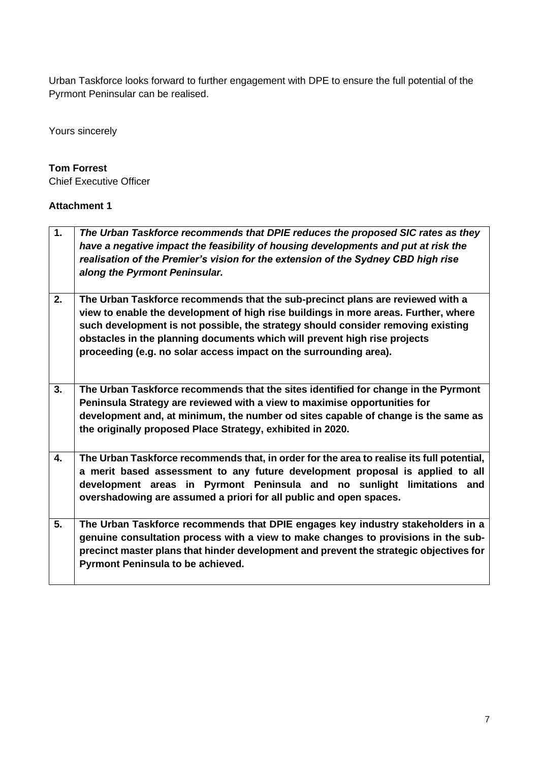Urban Taskforce looks forward to further engagement with DPE to ensure the full potential of the Pyrmont Peninsular can be realised.

Yours sincerely

**Tom Forrest**
Chief Executive Officer

**Attachment 1**

| | |
|---|---|
| **1.** | ***The Urban Taskforce recommends that DPIE reduces the proposed SIC rates as they have a negative impact the feasibility of housing developments and put at risk the realisation of the Premier's vision for the extension of the Sydney CBD high rise along the Pyrmont Peninsular.*** |
| **2.** | **The Urban Taskforce recommends that the sub-precinct plans are reviewed with a view to enable the development of high rise buildings in more areas. Further, where such development is not possible, the strategy should consider removing existing obstacles in the planning documents which will prevent high rise projects proceeding (e.g. no solar access impact on the surrounding area).** |
| **3.** | **The Urban Taskforce recommends that the sites identified for change in the Pyrmont Peninsula Strategy are reviewed with a view to maximise opportunities for development and, at minimum, the number od sites capable of change is the same as the originally proposed Place Strategy, exhibited in 2020.** |
| **4.** | **The Urban Taskforce recommends that, in order for the area to realise its full potential, a merit based assessment to any future development proposal is applied to all development areas in Pyrmont Peninsula and no sunlight limitations and overshadowing are assumed a priori for all public and open spaces.** |
| **5.** | **The Urban Taskforce recommends that DPIE engages key industry stakeholders in a genuine consultation process with a view to make changes to provisions in the sub-precinct master plans that hinder development and prevent the strategic objectives for Pyrmont Peninsula to be achieved.** |